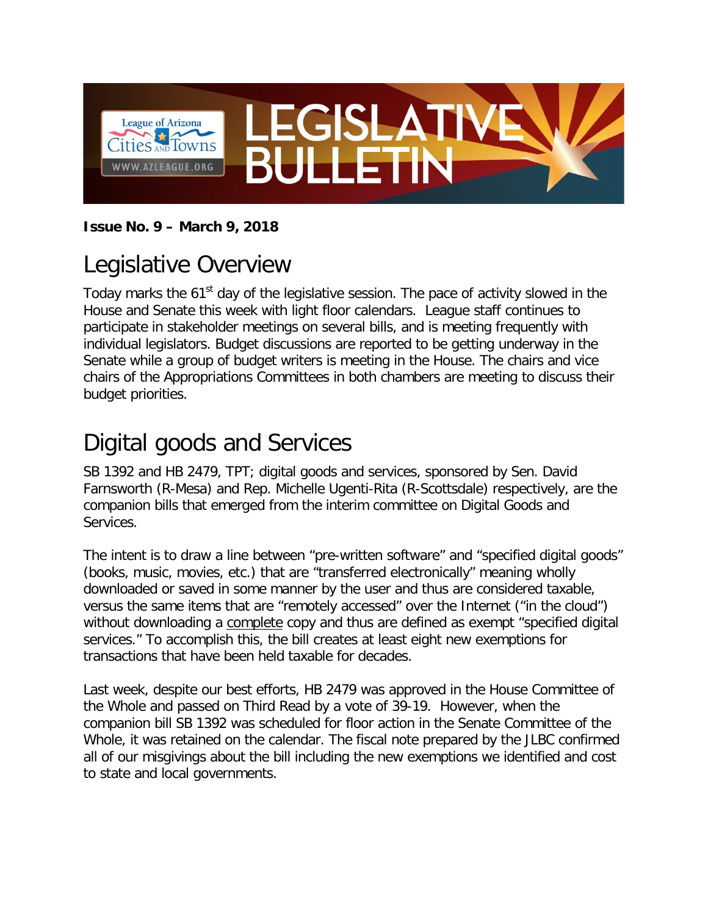**Issue No. 9 – March 9, 2018**

# Legislative Overview

Today marks the 61st day of the legislative session. The pace of activity slowed in the House and Senate this week with light floor calendars. League staff continues to participate in stakeholder meetings on several bills, and is meeting frequently with individual legislators. Budget discussions are reported to be getting underway in the Senate while a group of budget writers is meeting in the House. The chairs and vice chairs of the Appropriations Committees in both chambers are meeting to discuss their budget priorities.

# Digital goods and Services

SB 1392 and HB 2479, TPT; digital goods and services, sponsored by Sen. David Farnsworth (R-Mesa) and Rep. Michelle Ugenti-Rita (R-Scottsdale) respectively, are the companion bills that emerged from the interim committee on Digital Goods and Services.

The intent is to draw a line between "pre-written software" and "specified digital goods" (books, music, movies, etc.) that are "transferred electronically" meaning wholly downloaded or saved in some manner by the user and thus are considered taxable, versus the same items that are "remotely accessed" over the Internet ("in the cloud") without downloading a complete copy and thus are defined as exempt "specified digital services." To accomplish this, the bill creates at least eight new exemptions for transactions that have been held taxable for decades.

Last week, despite our best efforts, HB 2479 was approved in the House Committee of the Whole and passed on Third Read by a vote of 39-19. However, when the companion bill SB 1392 was scheduled for floor action in the Senate Committee of the Whole, it was retained on the calendar. The fiscal note prepared by the JLBC confirmed all of our misgivings about the bill including the new exemptions we identified and cost to state and local governments.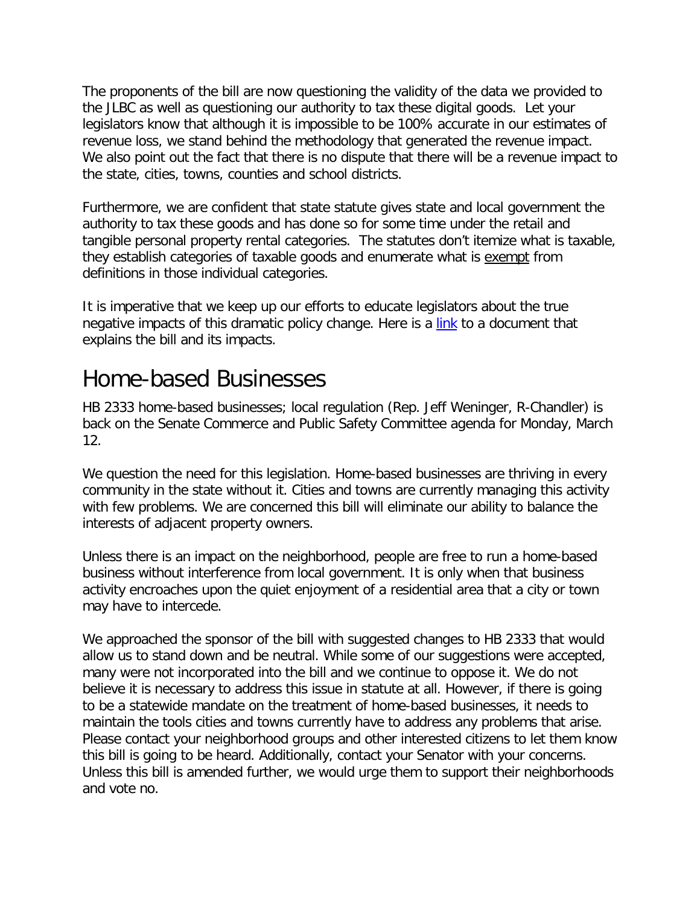The proponents of the bill are now questioning the validity of the data we provided to the JLBC as well as questioning our authority to tax these digital goods. Let your legislators know that although it is impossible to be 100% accurate in our estimates of revenue loss, we stand behind the methodology that generated the revenue impact. We also point out the fact that there is no dispute that there will be a revenue impact to the state, cities, towns, counties and school districts.

Furthermore, we are confident that state statute gives state and local government the authority to tax these goods and has done so for some time under the retail and tangible personal property rental categories. The statutes don't itemize what is taxable, they establish categories of taxable goods and enumerate what is exempt from definitions in those individual categories.

It is imperative that we keep up our efforts to educate legislators about the true negative impacts of this dramatic policy change. Here is a link to a document that explains the bill and its impacts.

# Home-based Businesses

HB 2333 home-based businesses; local regulation (Rep. Jeff Weninger, R-Chandler) is back on the Senate Commerce and Public Safety Committee agenda for Monday, March 12.

We question the need for this legislation. Home-based businesses are thriving in every community in the state without it. Cities and towns are currently managing this activity with few problems. We are concerned this bill will eliminate our ability to balance the interests of adjacent property owners.

Unless there is an impact on the neighborhood, people are free to run a home-based business without interference from local government. It is only when that business activity encroaches upon the quiet enjoyment of a residential area that a city or town may have to intercede.

We approached the sponsor of the bill with suggested changes to HB 2333 that would allow us to stand down and be neutral. While some of our suggestions were accepted, many were not incorporated into the bill and we continue to oppose it. We do not believe it is necessary to address this issue in statute at all. However, if there is going to be a statewide mandate on the treatment of home-based businesses, it needs to maintain the tools cities and towns currently have to address any problems that arise. Please contact your neighborhood groups and other interested citizens to let them know this bill is going to be heard. Additionally, contact your Senator with your concerns. Unless this bill is amended further, we would urge them to support their neighborhoods and vote no.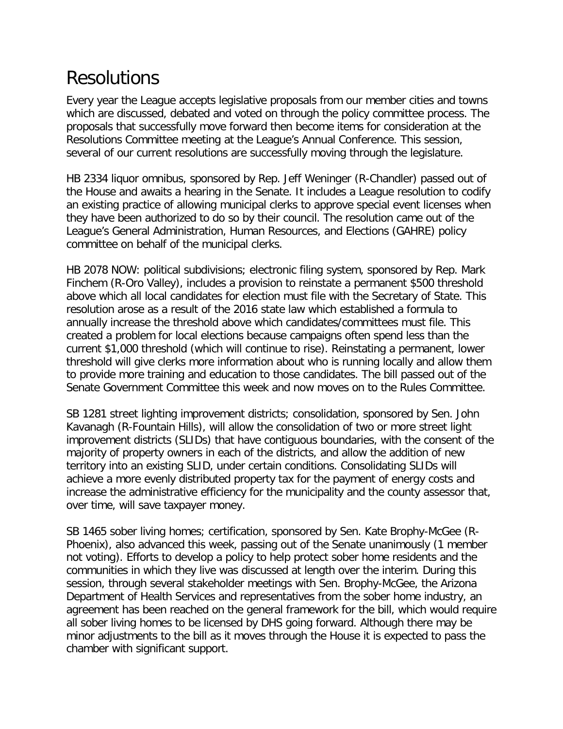# Resolutions

Every year the League accepts legislative proposals from our member cities and towns which are discussed, debated and voted on through the policy committee process. The proposals that successfully move forward then become items for consideration at the Resolutions Committee meeting at the League's Annual Conference. This session, several of our current resolutions are successfully moving through the legislature.

HB 2334 liquor omnibus, sponsored by Rep. Jeff Weninger (R-Chandler) passed out of the House and awaits a hearing in the Senate. It includes a League resolution to codify an existing practice of allowing municipal clerks to approve special event licenses when they have been authorized to do so by their council. The resolution came out of the League's General Administration, Human Resources, and Elections (GAHRE) policy committee on behalf of the municipal clerks.

HB 2078 NOW: political subdivisions; electronic filing system, sponsored by Rep. Mark Finchem (R-Oro Valley), includes a provision to reinstate a permanent $500 threshold above which all local candidates for election must file with the Secretary of State. This resolution arose as a result of the 2016 state law which established a formula to annually increase the threshold above which candidates/committees must file. This created a problem for local elections because campaigns often spend less than the current $1,000 threshold (which will continue to rise). Reinstating a permanent, lower threshold will give clerks more information about who is running locally and allow them to provide more training and education to those candidates. The bill passed out of the Senate Government Committee this week and now moves on to the Rules Committee.

SB 1281 street lighting improvement districts; consolidation, sponsored by Sen. John Kavanagh (R-Fountain Hills), will allow the consolidation of two or more street light improvement districts (SLIDs) that have contiguous boundaries, with the consent of the majority of property owners in each of the districts, and allow the addition of new territory into an existing SLID, under certain conditions. Consolidating SLIDs will achieve a more evenly distributed property tax for the payment of energy costs and increase the administrative efficiency for the municipality and the county assessor that, over time, will save taxpayer money.

SB 1465 sober living homes; certification, sponsored by Sen. Kate Brophy-McGee (R-Phoenix), also advanced this week, passing out of the Senate unanimously (1 member not voting). Efforts to develop a policy to help protect sober home residents and the communities in which they live was discussed at length over the interim. During this session, through several stakeholder meetings with Sen. Brophy-McGee, the Arizona Department of Health Services and representatives from the sober home industry, an agreement has been reached on the general framework for the bill, which would require all sober living homes to be licensed by DHS going forward. Although there may be minor adjustments to the bill as it moves through the House it is expected to pass the chamber with significant support.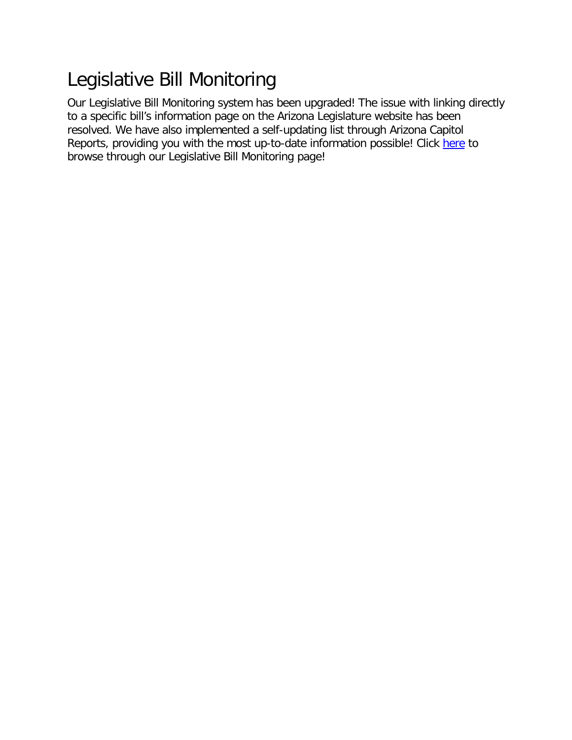# Legislative Bill Monitoring

Our Legislative Bill Monitoring system has been upgraded! The issue with linking directly to a specific bill's information page on the Arizona Legislature website has been resolved. We have also implemented a self-updating list through Arizona Capitol Reports, providing you with the most up-to-date information possible! Click here to browse through our Legislative Bill Monitoring page!